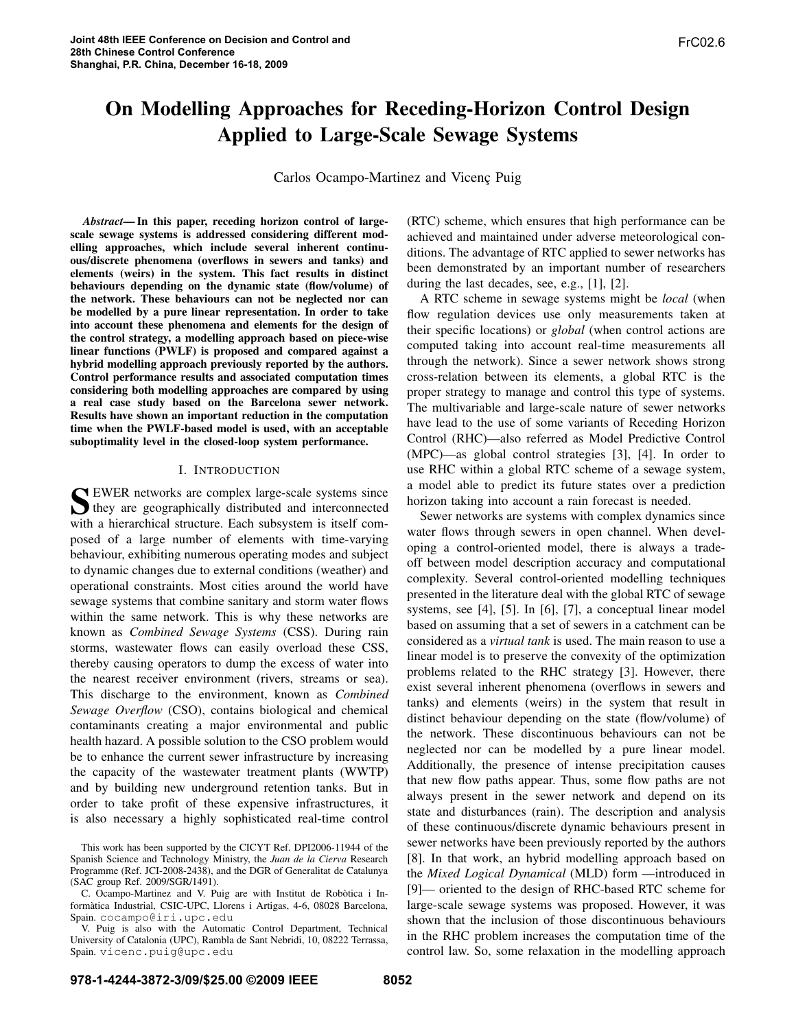# On Modelling Approaches for Receding-Horizon Control Design Applied to Large-Scale Sewage Systems

Carlos Ocampo-Martinez and Vicenç Puig

***Abstract*— In this paper, receding horizon control of large-scale sewage systems is addressed considering different modelling approaches, which include several inherent continuous/discrete phenomena (overflows in sewers and tanks) and elements (weirs) in the system. This fact results in distinct behaviours depending on the dynamic state (flow/volume) of the network. These behaviours can not be neglected nor can be modelled by a pure linear representation. In order to take into account these phenomena and elements for the design of the control strategy, a modelling approach based on piece-wise linear functions (PWLF) is proposed and compared against a hybrid modelling approach previously reported by the authors. Control performance results and associated computation times considering both modelling approaches are compared by using a real case study based on the Barcelona sewer network. Results have shown an important reduction in the computation time when the PWLF-based model is used, with an acceptable suboptimality level in the closed-loop system performance.**

## I. INTRODUCTION

SEWER networks are complex large-scale systems since they are geographically distributed and interconnected with a hierarchical structure. Each subsystem is itself composed of a large number of elements with time-varying behaviour, exhibiting numerous operating modes and subject to dynamic changes due to external conditions (weather) and operational constraints. Most cities around the world have sewage systems that combine sanitary and storm water flows within the same network. This is why these networks are known as *Combined Sewage Systems* (CSS). During rain storms, wastewater flows can easily overload these CSS, thereby causing operators to dump the excess of water into the nearest receiver environment (rivers, streams or sea). This discharge to the environment, known as *Combined Sewage Overflow* (CSO), contains biological and chemical contaminants creating a major environmental and public health hazard. A possible solution to the CSO problem would be to enhance the current sewer infrastructure by increasing the capacity of the wastewater treatment plants (WWTP) and by building new underground retention tanks. But in order to take profit of these expensive infrastructures, it is also necessary a highly sophisticated real-time control (RTC) scheme, which ensures that high performance can be achieved and maintained under adverse meteorological conditions. The advantage of RTC applied to sewer networks has been demonstrated by an important number of researchers during the last decades, see, e.g., [1], [2].

A RTC scheme in sewage systems might be *local* (when flow regulation devices use only measurements taken at their specific locations) or *global* (when control actions are computed taking into account real-time measurements all through the network). Since a sewer network shows strong cross-relation between its elements, a global RTC is the proper strategy to manage and control this type of systems. The multivariable and large-scale nature of sewer networks have lead to the use of some variants of Receding Horizon Control (RHC)—also referred as Model Predictive Control (MPC)—as global control strategies [3], [4]. In order to use RHC within a global RTC scheme of a sewage system, a model able to predict its future states over a prediction horizon taking into account a rain forecast is needed.

Sewer networks are systems with complex dynamics since water flows through sewers in open channel. When developing a control-oriented model, there is always a trade-off between model description accuracy and computational complexity. Several control-oriented modelling techniques presented in the literature deal with the global RTC of sewage systems, see [4], [5]. In [6], [7], a conceptual linear model based on assuming that a set of sewers in a catchment can be considered as a *virtual tank* is used. The main reason to use a linear model is to preserve the convexity of the optimization problems related to the RHC strategy [3]. However, there exist several inherent phenomena (overflows in sewers and tanks) and elements (weirs) in the system that result in distinct behaviour depending on the state (flow/volume) of the network. These discontinuous behaviours can not be neglected nor can be modelled by a pure linear model. Additionally, the presence of intense precipitation causes that new flow paths appear. Thus, some flow paths are not always present in the sewer network and depend on its state and disturbances (rain). The description and analysis of these continuous/discrete dynamic behaviours present in sewer networks have been previously reported by the authors [8]. In that work, an hybrid modelling approach based on the *Mixed Logical Dynamical* (MLD) form —introduced in [9]— oriented to the design of RHC-based RTC scheme for large-scale sewage systems was proposed. However, it was shown that the inclusion of those discontinuous behaviours in the RHC problem increases the computation time of the control law. So, some relaxation in the modelling approach

This work has been supported by the CICYT Ref. DPI2006-11944 of the Spanish Science and Technology Ministry, the *Juan de la Cierva* Research Programme (Ref. JCI-2008-2438), and the DGR of Generalitat de Catalunya (SAC group Ref. 2009/SGR/1491).

C. Ocampo-Martinez and V. Puig are with Institut de Robòtica i Informàtica Industrial, CSIC-UPC, Llorens i Artigas, 4-6, 08028 Barcelona, Spain. cocampo@iri.upc.edu

V. Puig is also with the Automatic Control Department, Technical University of Catalonia (UPC), Rambla de Sant Nebridi, 10, 08222 Terrassa, Spain. vicenc.puig@upc.edu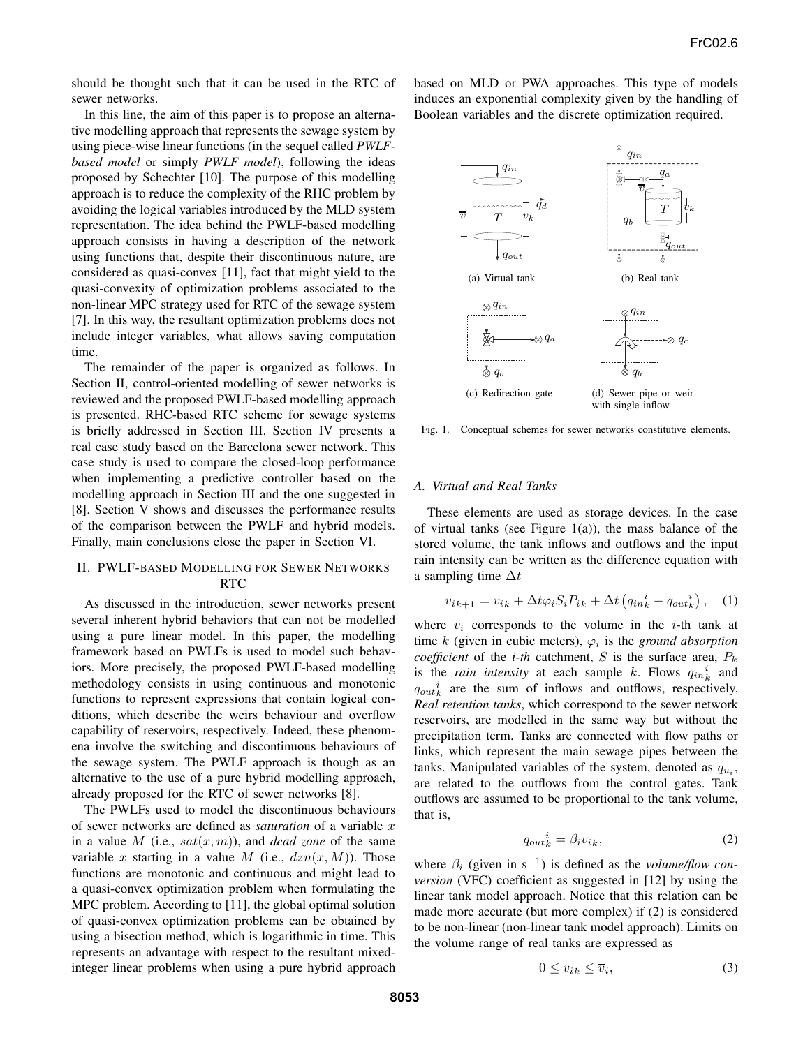should be thought such that it can be used in the RTC of sewer networks.

In this line, the aim of this paper is to propose an alternative modelling approach that represents the sewage system by using piece-wise linear functions (in the sequel called *PWLF-based model* or simply *PWLF model*), following the ideas proposed by Schechter [10]. The purpose of this modelling approach is to reduce the complexity of the RHC problem by avoiding the logical variables introduced by the MLD system representation. The idea behind the PWLF-based modelling approach consists in having a description of the network using functions that, despite their discontinuous nature, are considered as quasi-convex [11], fact that might yield to the quasi-convexity of optimization problems associated to the non-linear MPC strategy used for RTC of the sewage system [7]. In this way, the resultant optimization problems does not include integer variables, what allows saving computation time.

The remainder of the paper is organized as follows. In Section II, control-oriented modelling of sewer networks is reviewed and the proposed PWLF-based modelling approach is presented. RHC-based RTC scheme for sewage systems is briefly addressed in Section III. Section IV presents a real case study based on the Barcelona sewer network. This case study is used to compare the closed-loop performance when implementing a predictive controller based on the modelling approach in Section III and the one suggested in [8]. Section V shows and discusses the performance results of the comparison between the PWLF and hybrid models. Finally, main conclusions close the paper in Section VI.

## II. PWLF-BASED MODELLING FOR SEWER NETWORKS RTC

As discussed in the introduction, sewer networks present several inherent hybrid behaviors that can not be modelled using a pure linear model. In this paper, the modelling framework based on PWLFs is used to model such behaviors. More precisely, the proposed PWLF-based modelling methodology consists in using continuous and monotonic functions to represent expressions that contain logical conditions, which describe the weirs behaviour and overflow capability of reservoirs, respectively. Indeed, these phenomena involve the switching and discontinuous behaviours of the sewage system. The PWLF approach is though as an alternative to the use of a pure hybrid modelling approach, already proposed for the RTC of sewer networks [8].

The PWLFs used to model the discontinuous behaviours of sewer networks are defined as *saturation* of a variable $x$ in a value $M$ (i.e., $sat(x, m)$), and *dead zone* of the same variable $x$ starting in a value $M$ (i.e., $dzn(x, M)$). Those functions are monotonic and continuous and might lead to a quasi-convex optimization problem when formulating the MPC problem. According to [11], the global optimal solution of quasi-convex optimization problems can be obtained by using a bisection method, which is logarithmic in time. This represents an advantage with respect to the resultant mixed-integer linear problems when using a pure hybrid approach based on MLD or PWA approaches. This type of models induces an exponential complexity given by the handling of Boolean variables and the discrete optimization required.

(a) Virtual tank (b) Real tank (c) Redirection gate (d) Sewer pipe or weir with single inflow

Fig. 1. Conceptual schemes for sewer networks constitutive elements.

### A. Virtual and Real Tanks

These elements are used as storage devices. In the case of virtual tanks (see Figure 1(a)), the mass balance of the stored volume, the tank inflows and outflows and the input rain intensity can be written as the difference equation with a sampling time $\Delta t$

$$v_{ik+1} = v_{ik} + \Delta t \varphi_i S_i P_{ik} + \Delta t \left( {q_{in}}_k^i - {q_{out}}_k^i \right), \quad (1)$$

where $v_i$ corresponds to the volume in the $i$-th tank at time $k$ (given in cubic meters), $\varphi_i$ is the *ground absorption coefficient* of the *i-th* catchment, $S$ is the surface area, $P_k$ is the *rain intensity* at each sample $k$. Flows ${q_{in}}_k^i$ and ${q_{out}}_k^i$ are the sum of inflows and outflows, respectively. *Real retention tanks*, which correspond to the sewer network reservoirs, are modelled in the same way but without the precipitation term. Tanks are connected with flow paths or links, which represent the main sewage pipes between the tanks. Manipulated variables of the system, denoted as $q_{u_i}$, are related to the outflows from the control gates. Tank outflows are assumed to be proportional to the tank volume, that is,

$$ {q_{out}}_k^i = \beta_i v_{ik}, \quad (2)$$

where $\beta_i$ (given in $s^{-1}$) is defined as the *volume/flow conversion* (VFC) coefficient as suggested in [12] by using the linear tank model approach. Notice that this relation can be made more accurate (but more complex) if (2) is considered to be non-linear (non-linear tank model approach). Limits on the volume range of real tanks are expressed as

$$0 \le v_{ik} \le \overline{v}_i, \quad (3)$$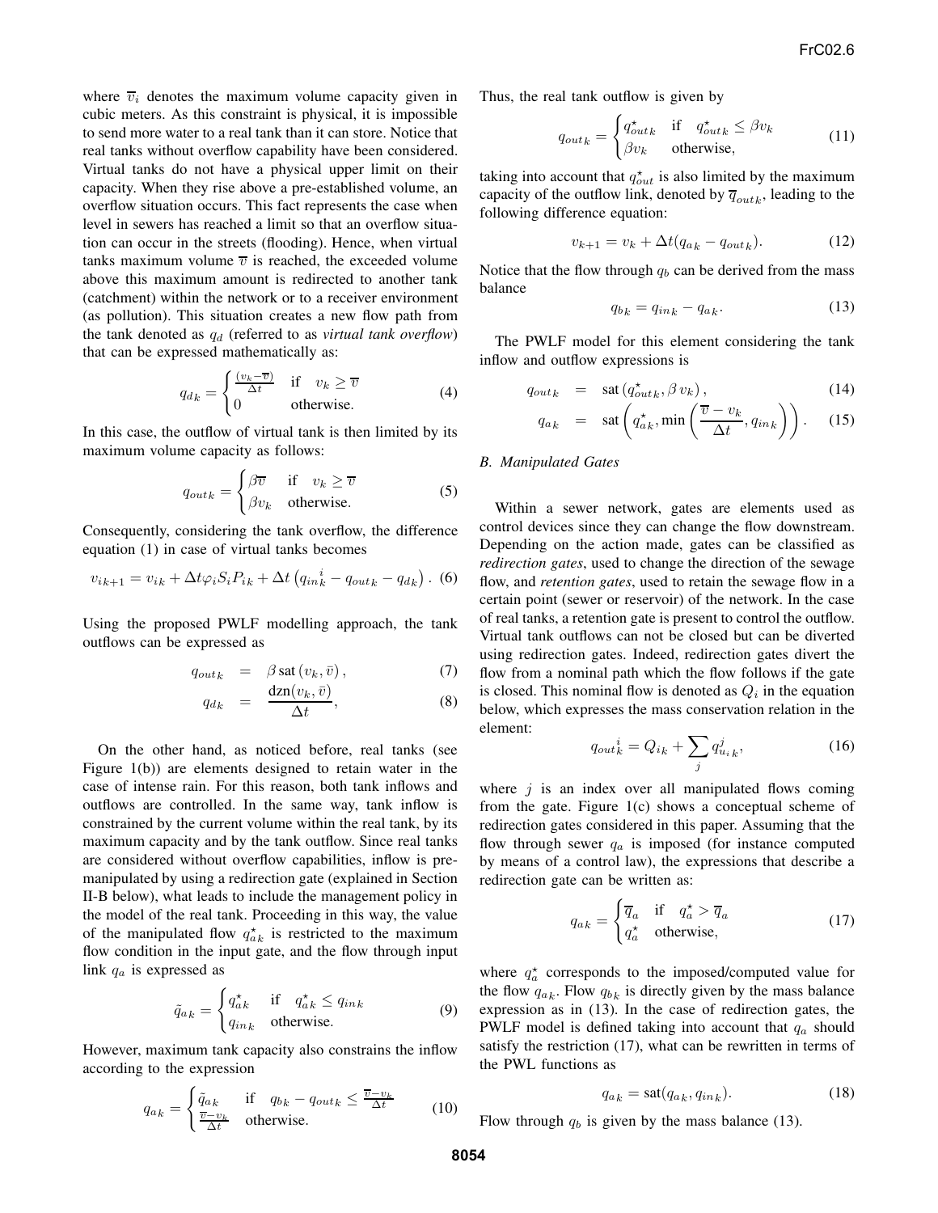where $\overline{v}_i$ denotes the maximum volume capacity given in cubic meters. As this constraint is physical, it is impossible to send more water to a real tank than it can store. Notice that real tanks without overflow capability have been considered. Virtual tanks do not have a physical upper limit on their capacity. When they rise above a pre-established volume, an overflow situation occurs. This fact represents the case when level in sewers has reached a limit so that an overflow situation can occur in the streets (flooding). Hence, when virtual tanks maximum volume $\overline{v}$ is reached, the exceeded volume above this maximum amount is redirected to another tank (catchment) within the network or to a receiver environment (as pollution). This situation creates a new flow path from the tank denoted as $q_d$ (referred to as *virtual tank overflow*) that can be expressed mathematically as:

$$q_{d_k} = \begin{cases} \frac{(v_k - \overline{v})}{\Delta t} & \text{if} \quad v_k \geq \overline{v} \\ 0 & \text{otherwise.} \end{cases} \tag{4}$$

In this case, the outflow of virtual tank is then limited by its maximum volume capacity as follows:

$$q_{out_k} = \begin{cases} \beta \overline{v} & \text{if} \quad v_k \geq \overline{v} \\ \beta v_k & \text{otherwise.} \end{cases} \tag{5}$$

Consequently, considering the tank overflow, the difference equation (1) in case of virtual tanks becomes

$$v_{ik+1} = v_{ik} + \Delta t \varphi_i S_i P_{ik} + \Delta t \left( q_{in}{}_k^i - q_{out_k} - q_{d_k} \right). \tag{6}$$

Using the proposed PWLF modelling approach, the tank outflows can be expressed as

$$q_{out_k} = \beta \, \text{sat} \left( v_k, \bar{v} \right), \tag{7}$$

$$q_{d_k} = \frac{\text{dzn}(v_k, \bar{v})}{\Delta t}, \tag{8}$$

On the other hand, as noticed before, real tanks (see Figure 1(b)) are elements designed to retain water in the case of intense rain. For this reason, both tank inflows and outflows are controlled. In the same way, tank inflow is constrained by the current volume within the real tank, by its maximum capacity and by the tank outflow. Since real tanks are considered without overflow capabilities, inflow is pre-manipulated by using a redirection gate (explained in Section II-B below), what leads to include the management policy in the model of the real tank. Proceeding in this way, the value of the manipulated flow $q^\star_{a_k}$ is restricted to the maximum flow condition in the input gate, and the flow through input link $q_a$ is expressed as

$$\tilde{q}_{a_k} = \begin{cases} q^\star_{a_k} & \text{if} \quad q^\star_{a_k} \leq q_{in_k} \\ q_{in_k} & \text{otherwise.} \end{cases} \tag{9}$$

However, maximum tank capacity also constrains the inflow according to the expression

$$q_{a_k} = \begin{cases} \tilde{q}_{a_k} & \text{if} \quad q_{b_k} - q_{out_k} \leq \frac{\overline{v} - v_k}{\Delta t} \\ \frac{\overline{v} - v_k}{\Delta t} & \text{otherwise.} \end{cases} \tag{10}$$

Thus, the real tank outflow is given by

$$q_{out_k} = \begin{cases} q^\star_{out_k} & \text{if} \quad q^\star_{out_k} \leq \beta v_k \\ \beta v_k & \text{otherwise,} \end{cases} \tag{11}$$

taking into account that $q^\star_{out}$ is also limited by the maximum capacity of the outflow link, denoted by $\overline{q}_{out_k}$, leading to the following difference equation:

$$v_{k+1} = v_k + \Delta t (q_{a_k} - q_{out_k}). \tag{12}$$

Notice that the flow through $q_b$ can be derived from the mass balance

$$q_{b_k} = q_{in_k} - q_{a_k}. \tag{13}$$

The PWLF model for this element considering the tank inflow and outflow expressions is

$$q_{out_k} = \text{sat} \left( q^\star_{out_k}, \beta \, v_k \right), \tag{14}$$

$$q_{a_k} = \text{sat} \left( q^\star_{a_k}, \min \left( \frac{\overline{v} - v_k}{\Delta t}, q_{in_k} \right) \right). \tag{15}$$

### B. Manipulated Gates

Within a sewer network, gates are elements used as control devices since they can change the flow downstream. Depending on the action made, gates can be classified as *redirection gates*, used to change the direction of the sewage flow, and *retention gates*, used to retain the sewage flow in a certain point (sewer or reservoir) of the network. In the case of real tanks, a retention gate is present to control the outflow. Virtual tank outflows can not be closed but can be diverted using redirection gates. Indeed, redirection gates divert the flow from a nominal path which the flow follows if the gate is closed. This nominal flow is denoted as $Q_i$ in the equation below, which expresses the mass conservation relation in the element:

$$q_{out}{}_k^i = Q_{ik} + \sum_j q^j_{u_i k}, \tag{16}$$

where $j$ is an index over all manipulated flows coming from the gate. Figure 1(c) shows a conceptual scheme of redirection gates considered in this paper. Assuming that the flow through sewer $q_a$ is imposed (for instance computed by means of a control law), the expressions that describe a redirection gate can be written as:

$$q_{a_k} = \begin{cases} \overline{q}_a & \text{if} \quad q^\star_a > \overline{q}_a \\ q^\star_a & \text{otherwise,} \end{cases} \tag{17}$$

where $q^\star_a$ corresponds to the imposed/computed value for the flow $q_{a_k}$. Flow $q_{b_k}$ is directly given by the mass balance expression as in (13). In the case of redirection gates, the PWLF model is defined taking into account that $q_a$ should satisfy the restriction (17), what can be rewritten in terms of the PWL functions as

$$q_{a_k} = \text{sat}(q_{a_k}, q_{in_k}). \tag{18}$$

Flow through $q_b$ is given by the mass balance (13).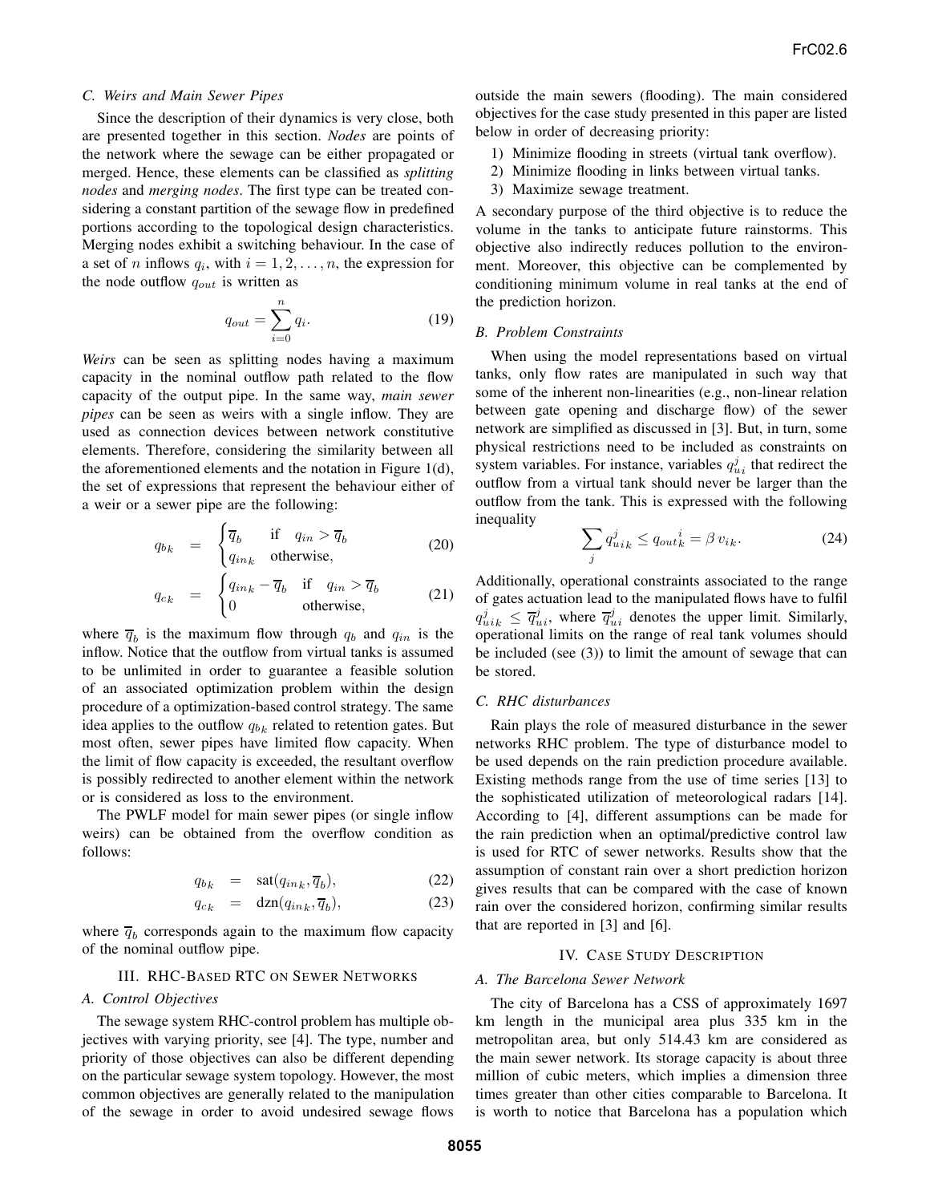### C. Weirs and Main Sewer Pipes

Since the description of their dynamics is very close, both are presented together in this section. *Nodes* are points of the network where the sewage can be either propagated or merged. Hence, these elements can be classified as *splitting nodes* and *merging nodes*. The first type can be treated considering a constant partition of the sewage flow in predefined portions according to the topological design characteristics. Merging nodes exhibit a switching behaviour. In the case of a set of $n$ inflows $q_i$, with $i = 1, 2, \ldots, n$, the expression for the node outflow $q_{out}$ is written as

$$q_{out} = \sum_{i=0}^{n} q_i. \tag{19}$$

*Weirs* can be seen as splitting nodes having a maximum capacity in the nominal outflow path related to the flow capacity of the output pipe. In the same way, *main sewer pipes* can be seen as weirs with a single inflow. They are used as connection devices between network constitutive elements. Therefore, considering the similarity between all the aforementioned elements and the notation in Figure 1(d), the set of expressions that represent the behaviour either of a weir or a sewer pipe are the following:

$$q_{b_k} = \begin{cases} \overline{q}_b & \text{if} \quad q_{in} > \overline{q}_b \\ q_{in_k} & \text{otherwise,} \end{cases} \tag{20}$$

$$q_{c_k} = \begin{cases} q_{in_k} - \overline{q}_b & \text{if} \quad q_{in} > \overline{q}_b \\ 0 & \text{otherwise,} \end{cases} \tag{21}$$

where $\overline{q}_b$ is the maximum flow through $q_b$ and $q_{in}$ is the inflow. Notice that the outflow from virtual tanks is assumed to be unlimited in order to guarantee a feasible solution of an associated optimization problem within the design procedure of a optimization-based control strategy. The same idea applies to the outflow $q_{b_k}$ related to retention gates. But most often, sewer pipes have limited flow capacity. When the limit of flow capacity is exceeded, the resultant overflow is possibly redirected to another element within the network or is considered as loss to the environment.

The PWLF model for main sewer pipes (or single inflow weirs) can be obtained from the overflow condition as follows:

$$q_{b_k} = \text{sat}(q_{in_k}, \overline{q}_b), \tag{22}$$

$$q_{c_k} = \text{dzn}(q_{in_k}, \overline{q}_b), \tag{23}$$

where $\overline{q}_b$ corresponds again to the maximum flow capacity of the nominal outflow pipe.

## III. RHC-Based RTC on Sewer Networks

### A. Control Objectives

The sewage system RHC-control problem has multiple objectives with varying priority, see [4]. The type, number and priority of those objectives can also be different depending on the particular sewage system topology. However, the most common objectives are generally related to the manipulation of the sewage in order to avoid undesired sewage flows outside the main sewers (flooding). The main considered objectives for the case study presented in this paper are listed below in order of decreasing priority:

1) Minimize flooding in streets (virtual tank overflow).
2) Minimize flooding in links between virtual tanks.
3) Maximize sewage treatment.

A secondary purpose of the third objective is to reduce the volume in the tanks to anticipate future rainstorms. This objective also indirectly reduces pollution to the environment. Moreover, this objective can be complemented by conditioning minimum volume in real tanks at the end of the prediction horizon.

### B. Problem Constraints

When using the model representations based on virtual tanks, only flow rates are manipulated in such way that some of the inherent non-linearities (e.g., non-linear relation between gate opening and discharge flow) of the sewer network are simplified as discussed in [3]. But, in turn, some physical restrictions need to be included as constraints on system variables. For instance, variables $q^j_{ui}$ that redirect the outflow from a virtual tank should never be larger than the outflow from the tank. This is expressed with the following inequality

$$\sum_j q^j_{u i k} \leq {q_{out}}^i_k = \beta \, v_{ik}. \tag{24}$$

Additionally, operational constraints associated to the range of gates actuation lead to the manipulated flows have to fulfil $q^j_{uik} \leq \overline{q}^j_{ui}$, where $\overline{q}^j_{ui}$ denotes the upper limit. Similarly, operational limits on the range of real tank volumes should be included (see (3)) to limit the amount of sewage that can be stored.

### C. RHC disturbances

Rain plays the role of measured disturbance in the sewer networks RHC problem. The type of disturbance model to be used depends on the rain prediction procedure available. Existing methods range from the use of time series [13] to the sophisticated utilization of meteorological radars [14]. According to [4], different assumptions can be made for the rain prediction when an optimal/predictive control law is used for RTC of sewer networks. Results show that the assumption of constant rain over a short prediction horizon gives results that can be compared with the case of known rain over the considered horizon, confirming similar results that are reported in [3] and [6].

## IV. Case Study Description

### A. The Barcelona Sewer Network

The city of Barcelona has a CSS of approximately 1697 km length in the municipal area plus 335 km in the metropolitan area, but only 514.43 km are considered as the main sewer network. Its storage capacity is about three million of cubic meters, which implies a dimension three times greater than other cities comparable to Barcelona. It is worth to notice that Barcelona has a population which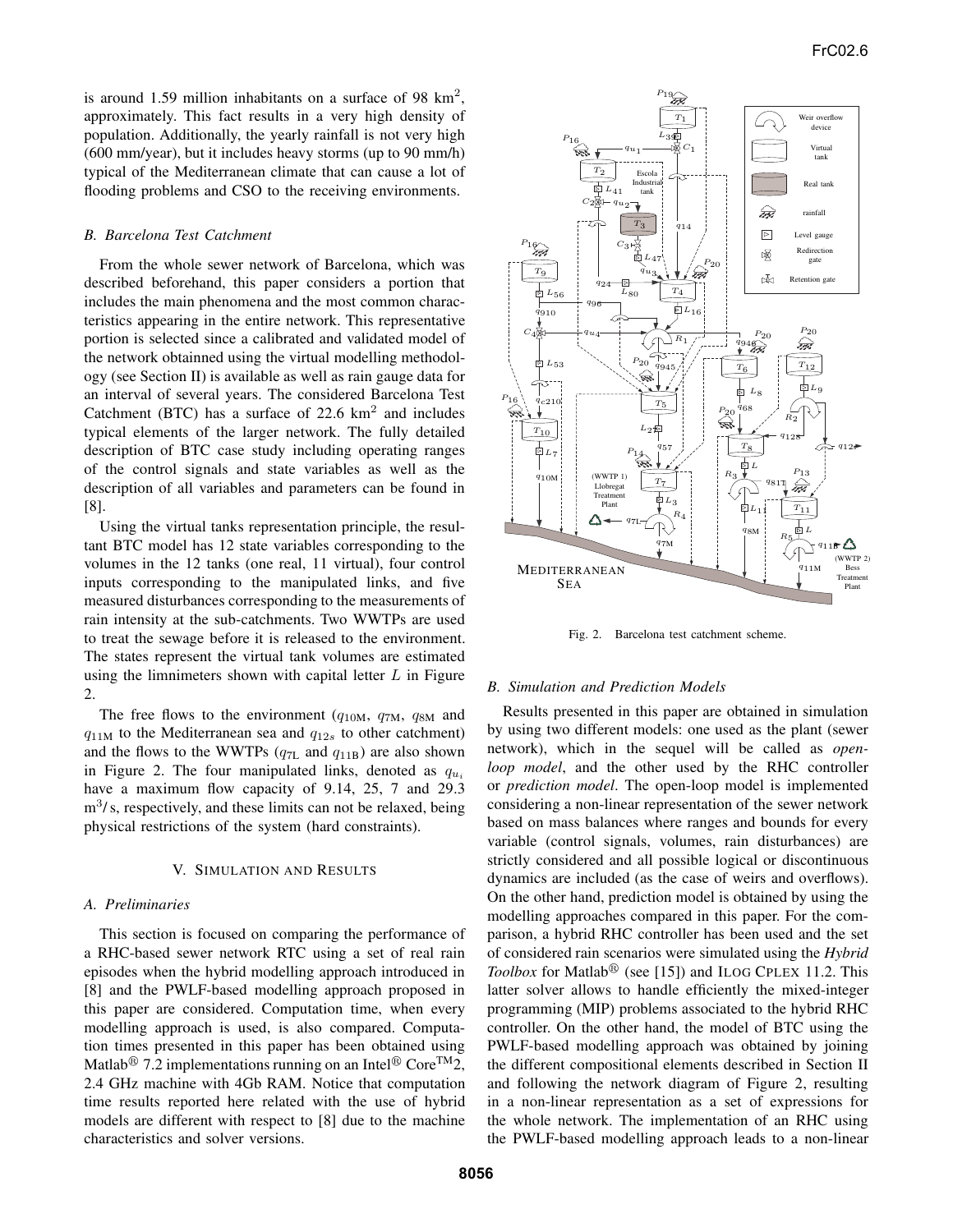is around 1.59 million inhabitants on a surface of 98 km$^2$, approximately. This fact results in a very high density of population. Additionally, the yearly rainfall is not very high (600 mm/year), but it includes heavy storms (up to 90 mm/h) typical of the Mediterranean climate that can cause a lot of flooding problems and CSO to the receiving environments.

### *B. Barcelona Test Catchment*

From the whole sewer network of Barcelona, which was described beforehand, this paper considers a portion that includes the main phenomena and the most common characteristics appearing in the entire network. This representative portion is selected since a calibrated and validated model of the network obtainned using the virtual modelling methodology (see Section II) is available as well as rain gauge data for an interval of several years. The considered Barcelona Test Catchment (BTC) has a surface of 22.6 km$^2$ and includes typical elements of the larger network. The fully detailed description of BTC case study including operating ranges of the control signals and state variables as well as the description of all variables and parameters can be found in [8].

Using the virtual tanks representation principle, the resultant BTC model has 12 state variables corresponding to the volumes in the 12 tanks (one real, 11 virtual), four control inputs corresponding to the manipulated links, and five measured disturbances corresponding to the measurements of rain intensity at the sub-catchments. Two WWTPs are used to treat the sewage before it is released to the environment. The states represent the virtual tank volumes are estimated using the limnimeters shown with capital letter $L$ in Figure 2.

The free flows to the environment ($q_{10\text{M}}$, $q_{7\text{M}}$, $q_{8\text{M}}$ and $q_{11\text{M}}$ to the Mediterranean sea and $q_{12s}$ to other catchment) and the flows to the WWTPs ($q_{7\text{L}}$ and $q_{11\text{B}}$) are also shown in Figure 2. The four manipulated links, denoted as $q_{u_i}$ have a maximum flow capacity of 9.14, 25, 7 and 29.3 m$^3$/s, respectively, and these limits can not be relaxed, being physical restrictions of the system (hard constraints).

Fig. 2. Barcelona test catchment scheme.

## V. Simulation and Results

### *A. Preliminaries*

This section is focused on comparing the performance of a RHC-based sewer network RTC using a set of real rain episodes when the hybrid modelling approach introduced in [8] and the PWLF-based modelling approach proposed in this paper are considered. Computation time, when every modelling approach is used, is also compared. Computation times presented in this paper has been obtained using Matlab® 7.2 implementations running on an Intel® Core™2, 2.4 GHz machine with 4Gb RAM. Notice that computation time results reported here related with the use of hybrid models are different with respect to [8] due to the machine characteristics and solver versions.

### *B. Simulation and Prediction Models*

Results presented in this paper are obtained in simulation by using two different models: one used as the plant (sewer network), which in the sequel will be called as *open-loop model*, and the other used by the RHC controller or *prediction model*. The open-loop model is implemented considering a non-linear representation of the sewer network based on mass balances where ranges and bounds for every variable (control signals, volumes, rain disturbances) are strictly considered and all possible logical or discontinuous dynamics are included (as the case of weirs and overflows). On the other hand, prediction model is obtained by using the modelling approaches compared in this paper. For the comparison, a hybrid RHC controller has been used and the set of considered rain scenarios were simulated using the *Hybrid Toolbox* for Matlab® (see [15]) and ILOG CPLEX 11.2. This latter solver allows to handle efficiently the mixed-integer programming (MIP) problems associated to the hybrid RHC controller. On the other hand, the model of BTC using the PWLF-based modelling approach was obtained by joining the different compositional elements described in Section II and following the network diagram of Figure 2, resulting in a non-linear representation as a set of expressions for the whole network. The implementation of an RHC using the PWLF-based modelling approach leads to a non-linear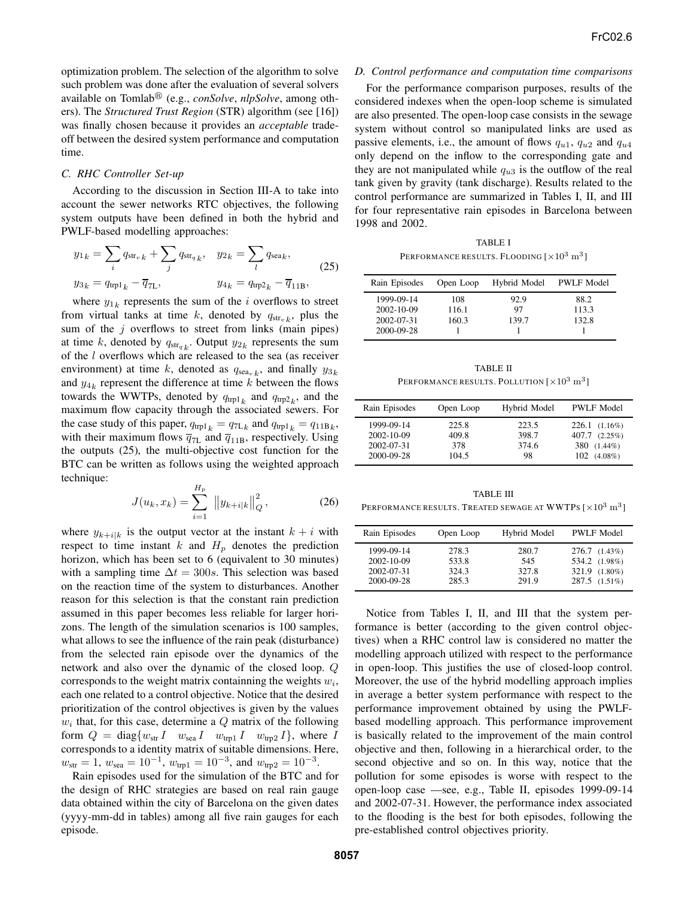optimization problem. The selection of the algorithm to solve such problem was done after the evaluation of several solvers available on Tomlab® (e.g., *conSolve*, *nlpSolve*, among others). The *Structured Trust Region* (STR) algorithm (see [16]) was finally chosen because it provides an *acceptable* tradeoff between the desired system performance and computation time.

### C. RHC Controller Set-up

According to the discussion in Section III-A to take into account the sewer networks RTC objectives, the following system outputs have been defined in both the hybrid and PWLF-based modelling approaches:

$$
\begin{aligned}
y_{1_k} &= \sum_i q_{\text{str}_v k} + \sum_j q_{\text{str}_q k}, \quad & y_{2_k} &= \sum_l q_{\text{sea}_k}, \\
y_{3_k} &= q_{\text{trp1}_k} - \overline{q}_{7\text{L}}, & y_{4_k} &= q_{\text{trp2}_k} - \overline{q}_{11\text{B}},
\end{aligned} \tag{25}
$$

where $y_{1_k}$ represents the sum of the $i$ overflows to street from virtual tanks at time $k$, denoted by $q_{\text{str}_v k}$, plus the sum of the $j$ overflows to street from links (main pipes) at time $k$, denoted by $q_{\text{str}_q k}$. Output $y_{2_k}$ represents the sum of the $l$ overflows which are released to the sea (as receiver environment) at time $k$, denoted as $q_{\text{sea}_v k}$, and finally $y_{3_k}$ and $y_{4_k}$ represent the difference at time $k$ between the flows towards the WWTPs, denoted by $q_{\text{trp1}_k}$ and $q_{\text{trp2}_k}$, and the maximum flow capacity through the associated sewers. For the case study of this paper, $q_{\text{trp1}_k} = q_{7\text{L}k}$ and $q_{\text{trp1}_k} = q_{11\text{B}k}$, with their maximum flows $\overline{q}_{7\text{L}}$ and $\overline{q}_{11\text{B}}$, respectively. Using the outputs (25), the multi-objective cost function for the BTC can be written as follows using the weighted approach technique:

$$
J(u_k, x_k) = \sum_{i=1}^{H_p} \left\| y_{k+i|k} \right\|_Q^2, \tag{26}
$$

where $y_{k+i|k}$ is the output vector at the instant $k+i$ with respect to time instant $k$ and $H_p$ denotes the prediction horizon, which has been set to 6 (equivalent to 30 minutes) with a sampling time $\Delta t = 300s$. This selection was based on the reaction time of the system to disturbances. Another reason for this selection is that the constant rain prediction assumed in this paper becomes less reliable for larger horizons. The length of the simulation scenarios is 100 samples, what allows to see the influence of the rain peak (disturbance) from the selected rain episode over the dynamics of the network and also over the dynamic of the closed loop. $Q$ corresponds to the weight matrix containning the weights $w_i$, each one related to a control objective. Notice that the desired prioritization of the control objectives is given by the values $w_i$ that, for this case, determine a $Q$ matrix of the following form $Q = \text{diag}\{w_{\text{str}} I \quad w_{\text{sea}} I \quad w_{\text{trp1}} I \quad w_{\text{trp2}} I\}$, where $I$ corresponds to a identity matrix of suitable dimensions. Here, $w_{\text{str}} = 1$, $w_{\text{sea}} = 10^{-1}$, $w_{\text{trp1}} = 10^{-3}$, and $w_{\text{trp2}} = 10^{-3}$.

Rain episodes used for the simulation of the BTC and for the design of RHC strategies are based on real rain gauge data obtained within the city of Barcelona on the given dates (yyyy-mm-dd in tables) among all five rain gauges for each episode.

### D. Control performance and computation time comparisons

For the performance comparison purposes, results of the considered indexes when the open-loop scheme is simulated are also presented. The open-loop case consists in the sewage system without control so manipulated links are used as passive elements, i.e., the amount of flows $q_{u1}$, $q_{u2}$ and $q_{u4}$ only depend on the inflow to the corresponding gate and they are not manipulated while $q_{u3}$ is the outflow of the real tank given by gravity (tank discharge). Results related to the control performance are summarized in Tables I, II, and III for four representative rain episodes in Barcelona between 1998 and 2002.

TABLE I
PERFORMANCE RESULTS. FLOODING [$\times 10^3$ m$^3$]

| Rain Episodes | Open Loop | Hybrid Model | PWLF Model |
|---|---|---|---|
| 1999-09-14 | 108 | 92.9 | 88.2 |
| 2002-10-09 | 116.1 | 97 | 113.3 |
| 2002-07-31 | 160.3 | 139.7 | 132.8 |
| 2000-09-28 | 1 | 1 | 1 |

TABLE II
PERFORMANCE RESULTS. POLLUTION [$\times 10^3$ m$^3$]

| Rain Episodes | Open Loop | Hybrid Model | PWLF Model |
|---|---|---|---|
| 1999-09-14 | 225.8 | 223.5 | 226.1 (1.16%) |
| 2002-10-09 | 409.8 | 398.7 | 407.7 (2.25%) |
| 2002-07-31 | 378 | 374.6 | 380 (1.44%) |
| 2000-09-28 | 104.5 | 98 | 102 (4.08%) |

TABLE III
PERFORMANCE RESULTS. TREATED SEWAGE AT WWTPS [$\times 10^3$ m$^3$]

| Rain Episodes | Open Loop | Hybrid Model | PWLF Model |
|---|---|---|---|
| 1999-09-14 | 278.3 | 280.7 | 276.7 (1.43%) |
| 2002-10-09 | 533.8 | 545 | 534.2 (1.98%) |
| 2002-07-31 | 324.3 | 327.8 | 321.9 (1.80%) |
| 2000-09-28 | 285.3 | 291.9 | 287.5 (1.51%) |

Notice from Tables I, II, and III that the system performance is better (according to the given control objectives) when a RHC control law is considered no matter the modelling approach utilized with respect to the performance in open-loop. This justifies the use of closed-loop control. Moreover, the use of the hybrid modelling approach implies in average a better system performance with respect to the performance improvement obtained by using the PWLF-based modelling approach. This performance improvement is basically related to the improvement of the main control objective and then, following in a hierarchical order, to the second objective and so on. In this way, notice that the pollution for some episodes is worse with respect to the open-loop case —see, e.g., Table II, episodes 1999-09-14 and 2002-07-31. However, the performance index associated to the flooding is the best for both episodes, following the pre-established control objectives priority.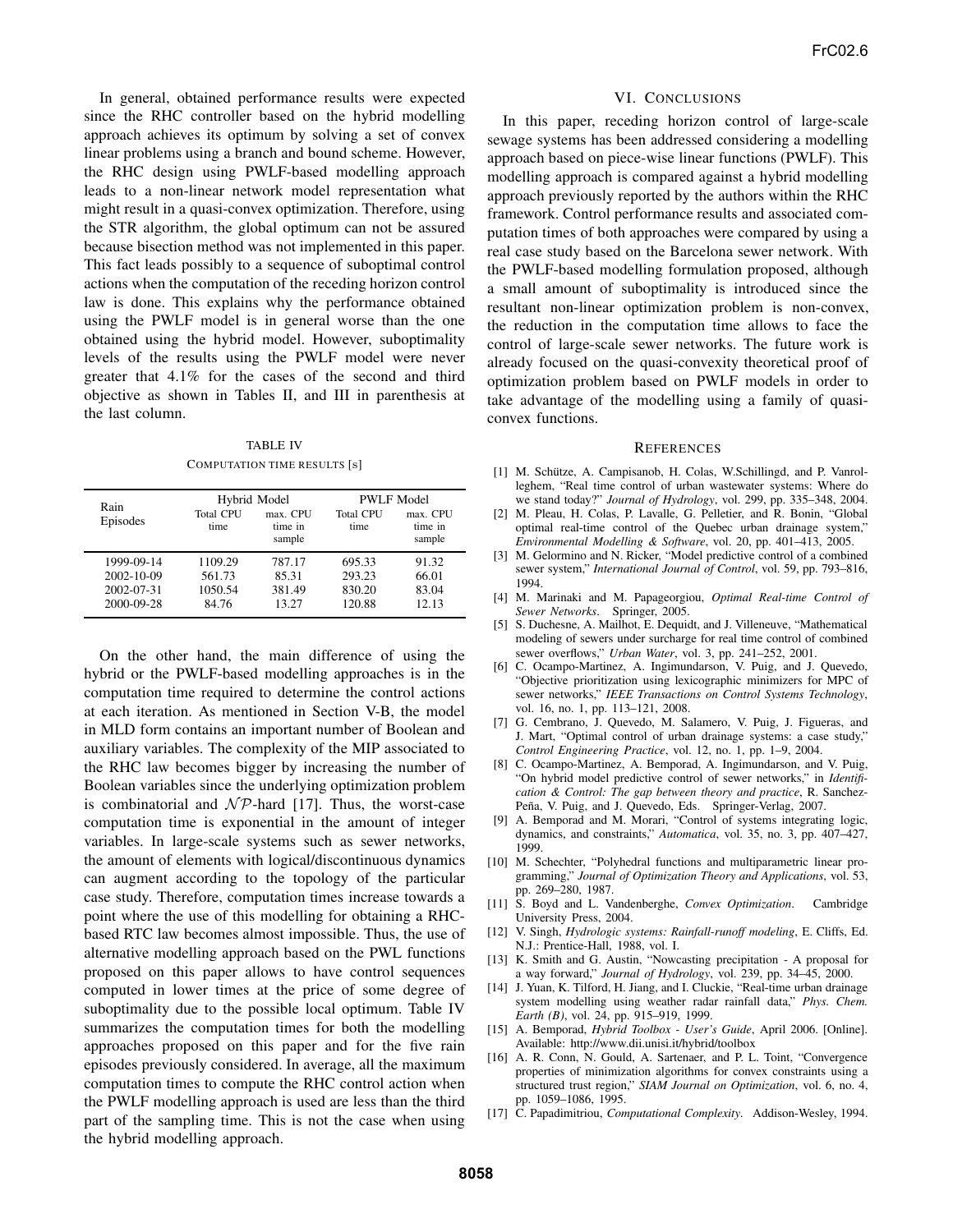In general, obtained performance results were expected since the RHC controller based on the hybrid modelling approach achieves its optimum by solving a set of convex linear problems using a branch and bound scheme. However, the RHC design using PWLF-based modelling approach leads to a non-linear network model representation what might result in a quasi-convex optimization. Therefore, using the STR algorithm, the global optimum can not be assured because bisection method was not implemented in this paper. This fact leads possibly to a sequence of suboptimal control actions when the computation of the receding horizon control law is done. This explains why the performance obtained using the PWLF model is in general worse than the one obtained using the hybrid model. However, suboptimality levels of the results using the PWLF model were never greater that 4.1% for the cases of the second and third objective as shown in Tables II, and III in parenthesis at the last column.

TABLE IV
COMPUTATION TIME RESULTS [s]

| Rain Episodes | Hybrid Model | | PWLF Model | |
|---|---|---|---|---|
| | Total CPU time | max. CPU time in sample | Total CPU time | max. CPU time in sample |
| 1999-09-14 | 1109.29 | 787.17 | 695.33 | 91.32 |
| 2002-10-09 | 561.73 | 85.31 | 293.23 | 66.01 |
| 2002-07-31 | 1050.54 | 381.49 | 830.20 | 83.04 |
| 2000-09-28 | 84.76 | 13.27 | 120.88 | 12.13 |

On the other hand, the main difference of using the hybrid or the PWLF-based modelling approaches is in the computation time required to determine the control actions at each iteration. As mentioned in Section V-B, the model in MLD form contains an important number of Boolean and auxiliary variables. The complexity of the MIP associated to the RHC law becomes bigger by increasing the number of Boolean variables since the underlying optimization problem is combinatorial and $\mathcal{NP}$-hard [17]. Thus, the worst-case computation time is exponential in the amount of integer variables. In large-scale systems such as sewer networks, the amount of elements with logical/discontinuous dynamics can augment according to the topology of the particular case study. Therefore, computation times increase towards a point where the use of this modelling for obtaining a RHC-based RTC law becomes almost impossible. Thus, the use of alternative modelling approach based on the PWL functions proposed on this paper allows to have control sequences computed in lower times at the price of some degree of suboptimality due to the possible local optimum. Table IV summarizes the computation times for both the modelling approaches proposed on this paper and for the five rain episodes previously considered. In average, all the maximum computation times to compute the RHC control action when the PWLF modelling approach is used are less than the third part of the sampling time. This is not the case when using the hybrid modelling approach.

## VI. Conclusions

In this paper, receding horizon control of large-scale sewage systems has been addressed considering a modelling approach based on piece-wise linear functions (PWLF). This modelling approach is compared against a hybrid modelling approach previously reported by the authors within the RHC framework. Control performance results and associated computation times of both approaches were compared by using a real case study based on the Barcelona sewer network. With the PWLF-based modelling formulation proposed, although a small amount of suboptimality is introduced since the resultant non-linear optimization problem is non-convex, the reduction in the computation time allows to face the control of large-scale sewer networks. The future work is already focused on the quasi-convexity theoretical proof of optimization problem based on PWLF models in order to take advantage of the modelling using a family of quasi-convex functions.

## References

[1] M. Schütze, A. Campisanob, H. Colas, W.Schillingd, and P. Vanrolleghem, "Real time control of urban wastewater systems: Where do we stand today?" *Journal of Hydrology*, vol. 299, pp. 335–348, 2004.

[2] M. Pleau, H. Colas, P. Lavalle, G. Pelletier, and R. Bonin, "Global optimal real-time control of the Quebec urban drainage system," *Environmental Modelling & Software*, vol. 20, pp. 401–413, 2005.

[3] M. Gelormino and N. Ricker, "Model predictive control of a combined sewer system," *International Journal of Control*, vol. 59, pp. 793–816, 1994.

[4] M. Marinaki and M. Papageorgiou, *Optimal Real-time Control of Sewer Networks*. Springer, 2005.

[5] S. Duchesne, A. Mailhot, E. Dequidt, and J. Villeneuve, "Mathematical modeling of sewers under surcharge for real time control of combined sewer overflows," *Urban Water*, vol. 3, pp. 241–252, 2001.

[6] C. Ocampo-Martinez, A. Ingimundarson, V. Puig, and J. Quevedo, "Objective prioritization using lexicographic minimizers for MPC of sewer networks," *IEEE Transactions on Control Systems Technology*, vol. 16, no. 1, pp. 113–121, 2008.

[7] G. Cembrano, J. Quevedo, M. Salamero, V. Puig, J. Figueras, and J. Mart, "Optimal control of urban drainage systems: a case study," *Control Engineering Practice*, vol. 12, no. 1, pp. 1–9, 2004.

[8] C. Ocampo-Martinez, A. Bemporad, A. Ingimundarson, and V. Puig, "On hybrid model predictive control of sewer networks," in *Identification & Control: The gap between theory and practice*, R. Sanchez-Peña, V. Puig, and J. Quevedo, Eds. Springer-Verlag, 2007.

[9] A. Bemporad and M. Morari, "Control of systems integrating logic, dynamics, and constraints," *Automatica*, vol. 35, no. 3, pp. 407–427, 1999.

[10] M. Schechter, "Polyhedral functions and multiparametric linear programming," *Journal of Optimization Theory and Applications*, vol. 53, pp. 269–280, 1987.

[11] S. Boyd and L. Vandenberghe, *Convex Optimization*. Cambridge University Press, 2004.

[12] V. Singh, *Hydrologic systems: Rainfall-runoff modeling*, E. Cliffs, Ed. N.J.: Prentice-Hall, 1988, vol. I.

[13] K. Smith and G. Austin, "Nowcasting precipitation - A proposal for a way forward," *Journal of Hydrology*, vol. 239, pp. 34–45, 2000.

[14] J. Yuan, K. Tilford, H. Jiang, and I. Cluckie, "Real-time urban drainage system modelling using weather radar rainfall data," *Phys. Chem. Earth (B)*, vol. 24, pp. 915–919, 1999.

[15] A. Bemporad, *Hybrid Toolbox - User's Guide*, April 2006. [Online]. Available: http://www.dii.unisi.it/hybrid/toolbox

[16] A. R. Conn, N. Gould, A. Sartenaer, and P. L. Toint, "Convergence properties of minimization algorithms for convex constraints using a structured trust region," *SIAM Journal on Optimization*, vol. 6, no. 4, pp. 1059–1086, 1995.

[17] C. Papadimitriou, *Computational Complexity*. Addison-Wesley, 1994.